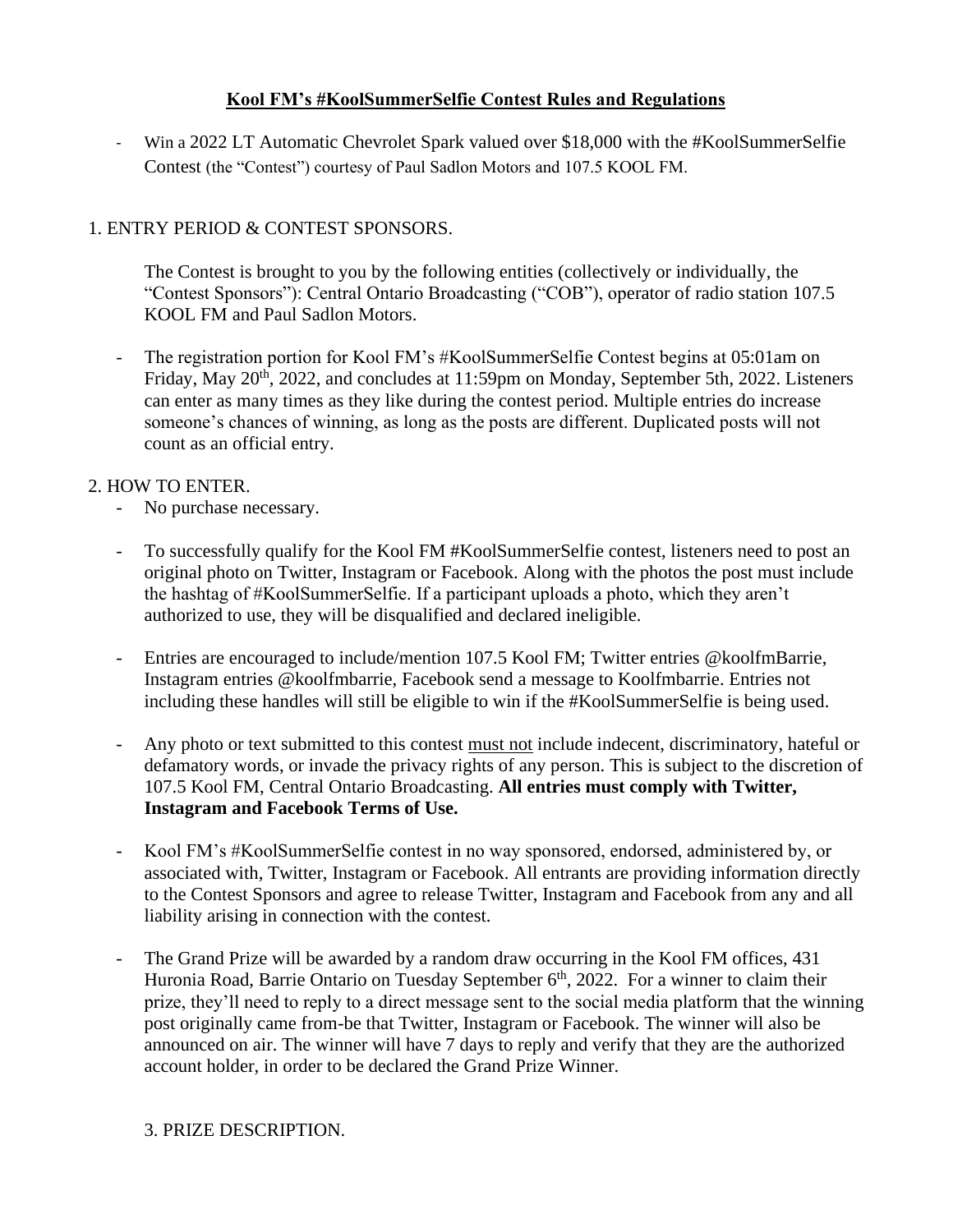**Kool FM's #KoolSummerSelfie Contest Rules and Regulations**

- Win a 2022 LT Automatic Chevrolet Spark valued over $18,000 with the #KoolSummerSelfie Contest (the "Contest") courtesy of Paul Sadlon Motors and 107.5 KOOL FM.

1. ENTRY PERIOD & CONTEST SPONSORS.

The Contest is brought to you by the following entities (collectively or individually, the "Contest Sponsors"): Central Ontario Broadcasting ("COB"), operator of radio station 107.5 KOOL FM and Paul Sadlon Motors.

- The registration portion for Kool FM's #KoolSummerSelfie Contest begins at 05:01am on Friday, May 20th, 2022, and concludes at 11:59pm on Monday, September 5th, 2022. Listeners can enter as many times as they like during the contest period. Multiple entries do increase someone's chances of winning, as long as the posts are different. Duplicated posts will not count as an official entry.

2. HOW TO ENTER.

- No purchase necessary.
- To successfully qualify for the Kool FM #KoolSummerSelfie contest, listeners need to post an original photo on Twitter, Instagram or Facebook. Along with the photos the post must include the hashtag of #KoolSummerSelfie. If a participant uploads a photo, which they aren't authorized to use, they will be disqualified and declared ineligible.
- Entries are encouraged to include/mention 107.5 Kool FM; Twitter entries @koolfmBarrie, Instagram entries @koolfmbarrie, Facebook send a message to Koolfmbarrie. Entries not including these handles will still be eligible to win if the #KoolSummerSelfie is being used.
- Any photo or text submitted to this contest must not include indecent, discriminatory, hateful or defamatory words, or invade the privacy rights of any person. This is subject to the discretion of 107.5 Kool FM, Central Ontario Broadcasting. **All entries must comply with Twitter, Instagram and Facebook Terms of Use.**
- Kool FM's #KoolSummerSelfie contest in no way sponsored, endorsed, administered by, or associated with, Twitter, Instagram or Facebook. All entrants are providing information directly to the Contest Sponsors and agree to release Twitter, Instagram and Facebook from any and all liability arising in connection with the contest.
- The Grand Prize will be awarded by a random draw occurring in the Kool FM offices, 431 Huronia Road, Barrie Ontario on Tuesday September 6th, 2022. For a winner to claim their prize, they'll need to reply to a direct message sent to the social media platform that the winning post originally came from-be that Twitter, Instagram or Facebook. The winner will also be announced on air. The winner will have 7 days to reply and verify that they are the authorized account holder, in order to be declared the Grand Prize Winner.

3. PRIZE DESCRIPTION.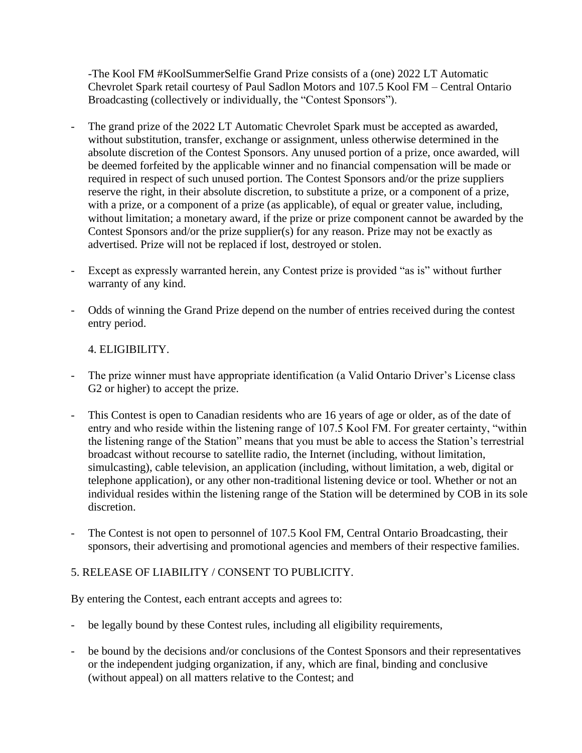-The Kool FM #KoolSummerSelfie Grand Prize consists of a (one) 2022 LT Automatic Chevrolet Spark retail courtesy of Paul Sadlon Motors and 107.5 Kool FM – Central Ontario Broadcasting (collectively or individually, the "Contest Sponsors").

- The grand prize of the 2022 LT Automatic Chevrolet Spark must be accepted as awarded, without substitution, transfer, exchange or assignment, unless otherwise determined in the absolute discretion of the Contest Sponsors. Any unused portion of a prize, once awarded, will be deemed forfeited by the applicable winner and no financial compensation will be made or required in respect of such unused portion. The Contest Sponsors and/or the prize suppliers reserve the right, in their absolute discretion, to substitute a prize, or a component of a prize, with a prize, or a component of a prize (as applicable), of equal or greater value, including, without limitation; a monetary award, if the prize or prize component cannot be awarded by the Contest Sponsors and/or the prize supplier(s) for any reason. Prize may not be exactly as advertised. Prize will not be replaced if lost, destroyed or stolen.

- Except as expressly warranted herein, any Contest prize is provided "as is" without further warranty of any kind.

- Odds of winning the Grand Prize depend on the number of entries received during the contest entry period.

4. ELIGIBILITY.

- The prize winner must have appropriate identification (a Valid Ontario Driver's License class G2 or higher) to accept the prize.

- This Contest is open to Canadian residents who are 16 years of age or older, as of the date of entry and who reside within the listening range of 107.5 Kool FM. For greater certainty, "within the listening range of the Station" means that you must be able to access the Station's terrestrial broadcast without recourse to satellite radio, the Internet (including, without limitation, simulcasting), cable television, an application (including, without limitation, a web, digital or telephone application), or any other non-traditional listening device or tool. Whether or not an individual resides within the listening range of the Station will be determined by COB in its sole discretion.

- The Contest is not open to personnel of 107.5 Kool FM, Central Ontario Broadcasting, their sponsors, their advertising and promotional agencies and members of their respective families.

5. RELEASE OF LIABILITY / CONSENT TO PUBLICITY.

By entering the Contest, each entrant accepts and agrees to:

- be legally bound by these Contest rules, including all eligibility requirements,

- be bound by the decisions and/or conclusions of the Contest Sponsors and their representatives or the independent judging organization, if any, which are final, binding and conclusive (without appeal) on all matters relative to the Contest; and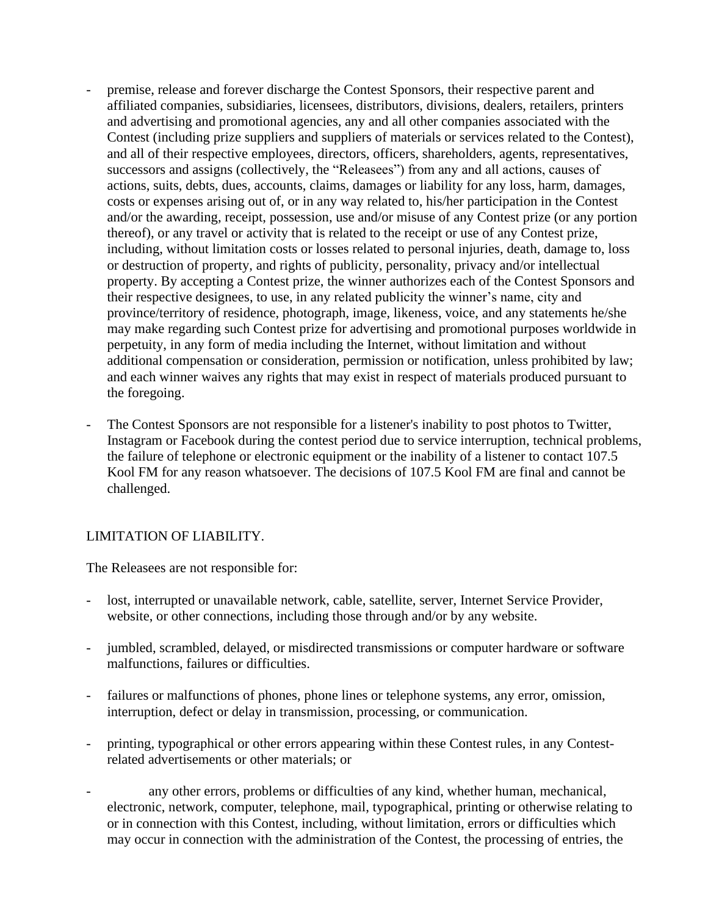- premise, release and forever discharge the Contest Sponsors, their respective parent and affiliated companies, subsidiaries, licensees, distributors, divisions, dealers, retailers, printers and advertising and promotional agencies, any and all other companies associated with the Contest (including prize suppliers and suppliers of materials or services related to the Contest), and all of their respective employees, directors, officers, shareholders, agents, representatives, successors and assigns (collectively, the "Releasees") from any and all actions, causes of actions, suits, debts, dues, accounts, claims, damages or liability for any loss, harm, damages, costs or expenses arising out of, or in any way related to, his/her participation in the Contest and/or the awarding, receipt, possession, use and/or misuse of any Contest prize (or any portion thereof), or any travel or activity that is related to the receipt or use of any Contest prize, including, without limitation costs or losses related to personal injuries, death, damage to, loss or destruction of property, and rights of publicity, personality, privacy and/or intellectual property. By accepting a Contest prize, the winner authorizes each of the Contest Sponsors and their respective designees, to use, in any related publicity the winner's name, city and province/territory of residence, photograph, image, likeness, voice, and any statements he/she may make regarding such Contest prize for advertising and promotional purposes worldwide in perpetuity, in any form of media including the Internet, without limitation and without additional compensation or consideration, permission or notification, unless prohibited by law; and each winner waives any rights that may exist in respect of materials produced pursuant to the foregoing.

- The Contest Sponsors are not responsible for a listener's inability to post photos to Twitter, Instagram or Facebook during the contest period due to service interruption, technical problems, the failure of telephone or electronic equipment or the inability of a listener to contact 107.5 Kool FM for any reason whatsoever. The decisions of 107.5 Kool FM are final and cannot be challenged.

LIMITATION OF LIABILITY.

The Releasees are not responsible for:

- lost, interrupted or unavailable network, cable, satellite, server, Internet Service Provider, website, or other connections, including those through and/or by any website.

- jumbled, scrambled, delayed, or misdirected transmissions or computer hardware or software malfunctions, failures or difficulties.

- failures or malfunctions of phones, phone lines or telephone systems, any error, omission, interruption, defect or delay in transmission, processing, or communication.

- printing, typographical or other errors appearing within these Contest rules, in any Contest-related advertisements or other materials; or

- any other errors, problems or difficulties of any kind, whether human, mechanical, electronic, network, computer, telephone, mail, typographical, printing or otherwise relating to or in connection with this Contest, including, without limitation, errors or difficulties which may occur in connection with the administration of the Contest, the processing of entries, the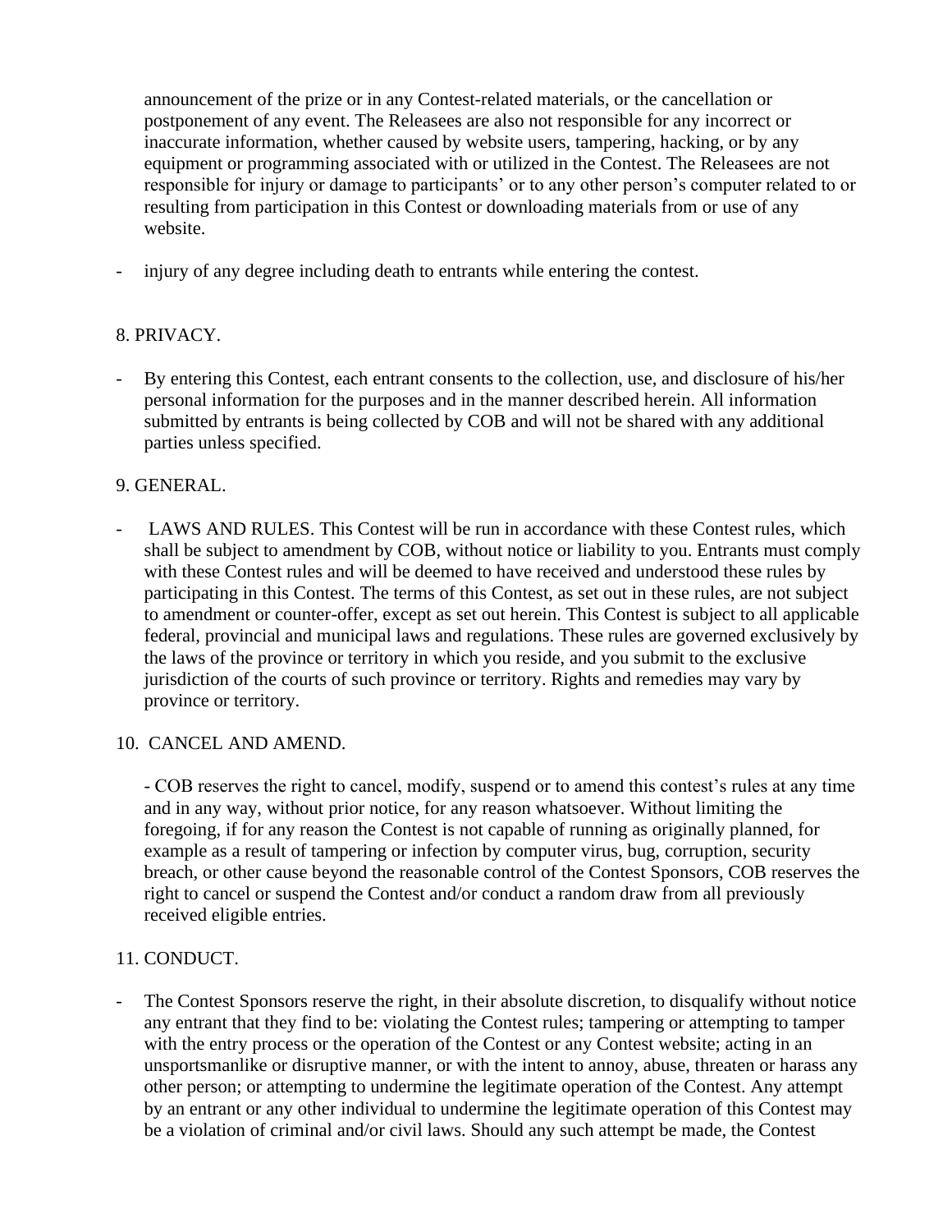announcement of the prize or in any Contest-related materials, or the cancellation or postponement of any event. The Releasees are also not responsible for any incorrect or inaccurate information, whether caused by website users, tampering, hacking, or by any equipment or programming associated with or utilized in the Contest. The Releasees are not responsible for injury or damage to participants' or to any other person's computer related to or resulting from participation in this Contest or downloading materials from or use of any website.

- injury of any degree including death to entrants while entering the contest.

8. PRIVACY.

- By entering this Contest, each entrant consents to the collection, use, and disclosure of his/her personal information for the purposes and in the manner described herein. All information submitted by entrants is being collected by COB and will not be shared with any additional parties unless specified.

9. GENERAL.

- LAWS AND RULES. This Contest will be run in accordance with these Contest rules, which shall be subject to amendment by COB, without notice or liability to you. Entrants must comply with these Contest rules and will be deemed to have received and understood these rules by participating in this Contest. The terms of this Contest, as set out in these rules, are not subject to amendment or counter-offer, except as set out herein. This Contest is subject to all applicable federal, provincial and municipal laws and regulations. These rules are governed exclusively by the laws of the province or territory in which you reside, and you submit to the exclusive jurisdiction of the courts of such province or territory. Rights and remedies may vary by province or territory.

10. CANCEL AND AMEND.

- COB reserves the right to cancel, modify, suspend or to amend this contest's rules at any time and in any way, without prior notice, for any reason whatsoever. Without limiting the foregoing, if for any reason the Contest is not capable of running as originally planned, for example as a result of tampering or infection by computer virus, bug, corruption, security breach, or other cause beyond the reasonable control of the Contest Sponsors, COB reserves the right to cancel or suspend the Contest and/or conduct a random draw from all previously received eligible entries.

11. CONDUCT.

- The Contest Sponsors reserve the right, in their absolute discretion, to disqualify without notice any entrant that they find to be: violating the Contest rules; tampering or attempting to tamper with the entry process or the operation of the Contest or any Contest website; acting in an unsportsmanlike or disruptive manner, or with the intent to annoy, abuse, threaten or harass any other person; or attempting to undermine the legitimate operation of the Contest. Any attempt by an entrant or any other individual to undermine the legitimate operation of this Contest may be a violation of criminal and/or civil laws. Should any such attempt be made, the Contest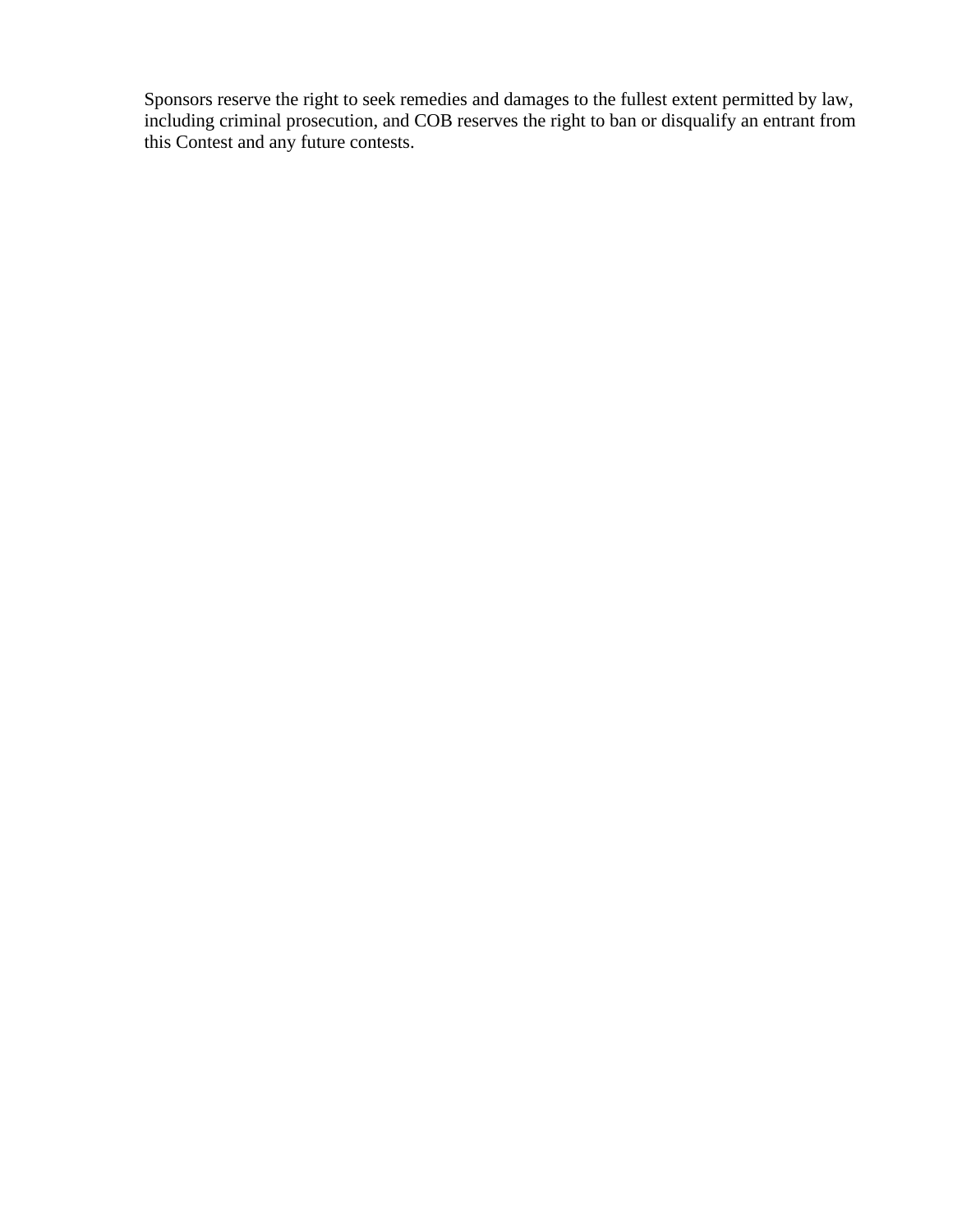Sponsors reserve the right to seek remedies and damages to the fullest extent permitted by law, including criminal prosecution, and COB reserves the right to ban or disqualify an entrant from this Contest and any future contests.